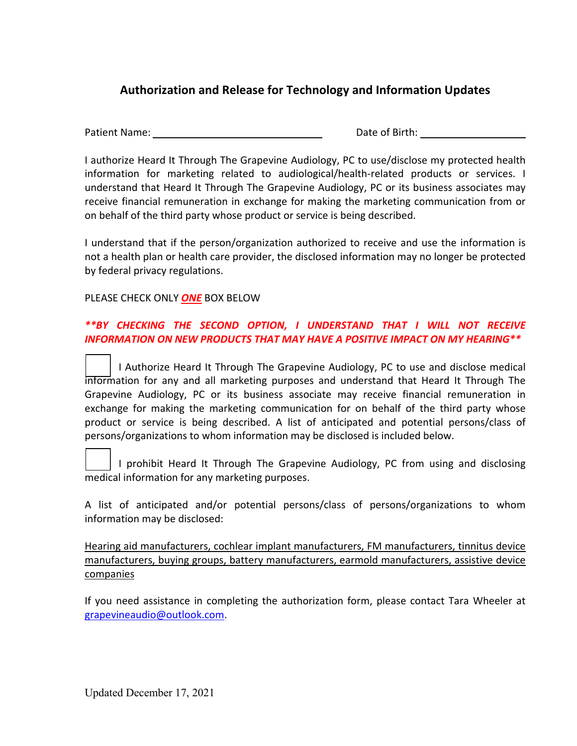## Authorization and Release for Technology and Information Updates

Patient Name: ______________________________ Date of Birth: ____________________

I authorize Heard It Through The Grapevine Audiology, PC to use/disclose my protected health information for marketing related to audiological/health-related products or services. I understand that Heard It Through The Grapevine Audiology, PC or its business associates may receive financial remuneration in exchange for making the marketing communication from or on behalf of the third party whose product or service is being described.

I understand that if the person/organization authorized to receive and use the information is not a health plan or health care provider, the disclosed information may no longer be protected by federal privacy regulations.

PLEASE CHECK ONLY ***ONE*** BOX BELOW

***\*\*BY CHECKING THE SECOND OPTION, I UNDERSTAND THAT I WILL NOT RECEIVE INFORMATION ON NEW PRODUCTS THAT MAY HAVE A POSITIVE IMPACT ON MY HEARING\*\****

☐ I Authorize Heard It Through The Grapevine Audiology, PC to use and disclose medical information for any and all marketing purposes and understand that Heard It Through The Grapevine Audiology, PC or its business associate may receive financial remuneration in exchange for making the marketing communication for on behalf of the third party whose product or service is being described. A list of anticipated and potential persons/class of persons/organizations to whom information may be disclosed is included below.

☐ I prohibit Heard It Through The Grapevine Audiology, PC from using and disclosing medical information for any marketing purposes.

A list of anticipated and/or potential persons/class of persons/organizations to whom information may be disclosed:

Hearing aid manufacturers, cochlear implant manufacturers, FM manufacturers, tinnitus device manufacturers, buying groups, battery manufacturers, earmold manufacturers, assistive device companies

If you need assistance in completing the authorization form, please contact Tara Wheeler at grapevineaudio@outlook.com.

Updated December 17, 2021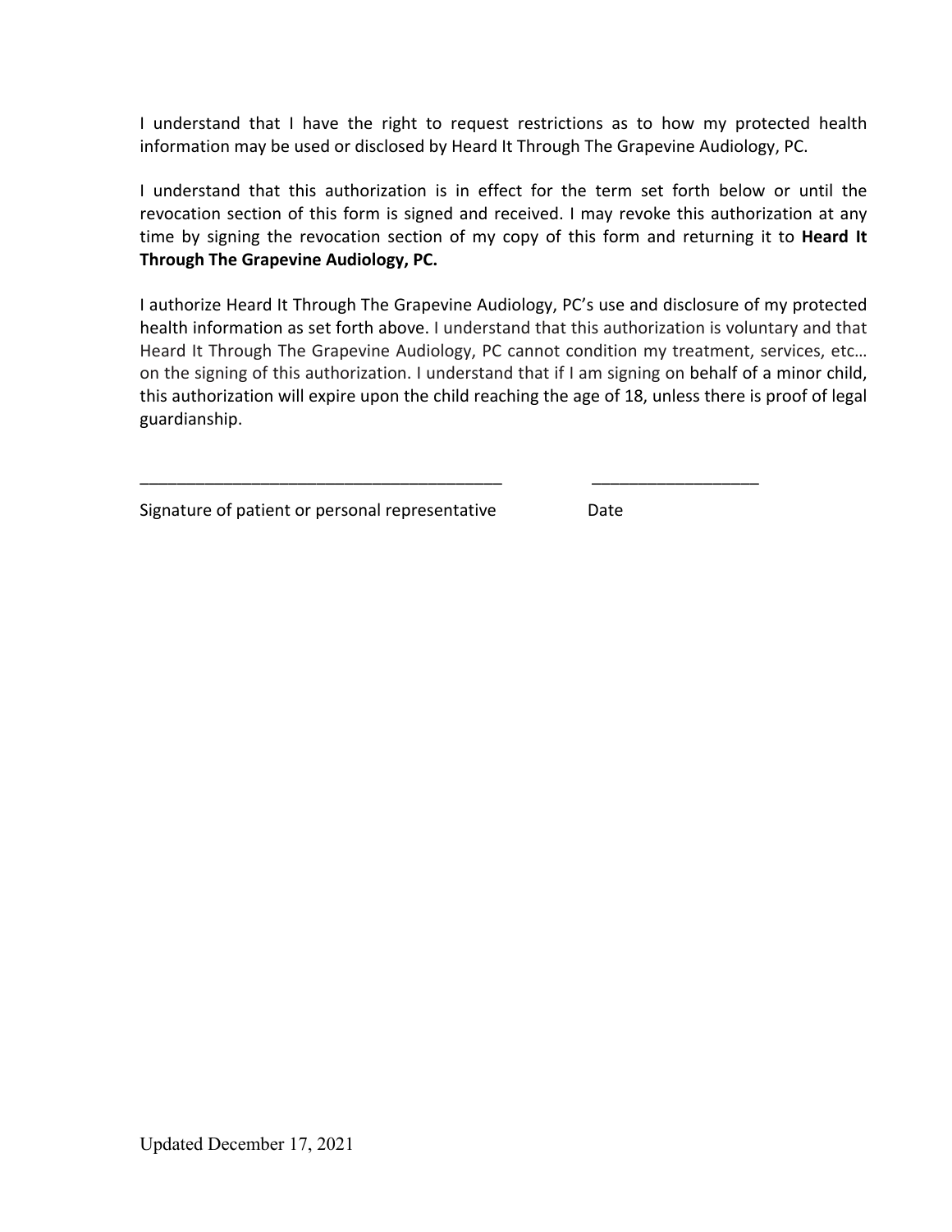I understand that I have the right to request restrictions as to how my protected health information may be used or disclosed by Heard It Through The Grapevine Audiology, PC.

I understand that this authorization is in effect for the term set forth below or until the revocation section of this form is signed and received. I may revoke this authorization at any time by signing the revocation section of my copy of this form and returning it to **Heard It Through The Grapevine Audiology, PC.**

I authorize Heard It Through The Grapevine Audiology, PC's use and disclosure of my protected health information as set forth above. I understand that this authorization is voluntary and that Heard It Through The Grapevine Audiology, PC cannot condition my treatment, services, etc… on the signing of this authorization. I understand that if I am signing on behalf of a minor child, this authorization will expire upon the child reaching the age of 18, unless there is proof of legal guardianship.

_______________________________________ __________________

Signature of patient or personal representative Date

Updated December 17, 2021